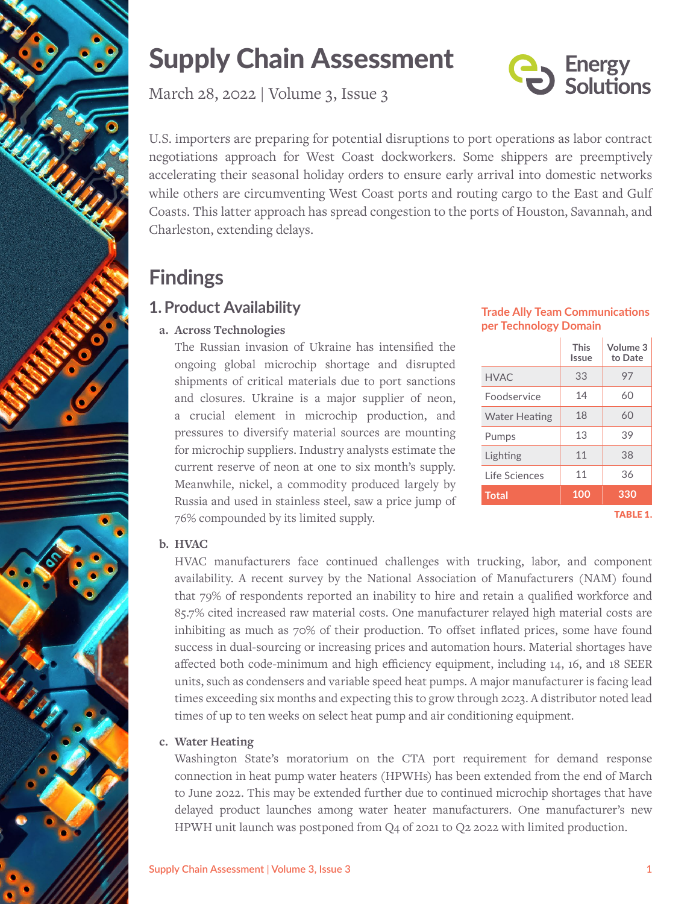# Supply Chain Assessment

March 28, 2022 | Volume 3, Issue 3

Energy Solutions

U.S. importers are preparing for potential disruptions to port operations as labor contract negotiations approach for West Coast dockworkers. Some shippers are preemptively accelerating their seasonal holiday orders to ensure early arrival into domestic networks while others are circumventing West Coast ports and routing cargo to the East and Gulf Coasts. This latter approach has spread congestion to the ports of Houston, Savannah, and Charleston, extending delays.

## Findings

### 1. Product Availability

**a. Across Technologies**

The Russian invasion of Ukraine has intensified the ongoing global microchip shortage and disrupted shipments of critical materials due to port sanctions and closures. Ukraine is a major supplier of neon, a crucial element in microchip production, and pressures to diversify material sources are mounting for microchip suppliers. Industry analysts estimate the current reserve of neon at one to six month's supply. Meanwhile, nickel, a commodity produced largely by Russia and used in stainless steel, saw a price jump of 76% compounded by its limited supply.

**Trade Ally Team Communications per Technology Domain**

| | This Issue | Volume 3 to Date |
|---|---|---|
| HVAC | 33 | 97 |
| Foodservice | 14 | 60 |
| Water Heating | 18 | 60 |
| Pumps | 13 | 39 |
| Lighting | 11 | 38 |
| Life Sciences | 11 | 36 |
| **Total** | **100** | **330** |

TABLE 1.

**b. HVAC**

HVAC manufacturers face continued challenges with trucking, labor, and component availability. A recent survey by the National Association of Manufacturers (NAM) found that 79% of respondents reported an inability to hire and retain a qualified workforce and 85.7% cited increased raw material costs. One manufacturer relayed high material costs are inhibiting as much as 70% of their production. To offset inflated prices, some have found success in dual-sourcing or increasing prices and automation hours. Material shortages have affected both code-minimum and high efficiency equipment, including 14, 16, and 18 SEER units, such as condensers and variable speed heat pumps. A major manufacturer is facing lead times exceeding six months and expecting this to grow through 2023. A distributor noted lead times of up to ten weeks on select heat pump and air conditioning equipment.

**c. Water Heating**

Washington State's moratorium on the CTA port requirement for demand response connection in heat pump water heaters (HPWHs) has been extended from the end of March to June 2022. This may be extended further due to continued microchip shortages that have delayed product launches among water heater manufacturers. One manufacturer's new HPWH unit launch was postponed from Q4 of 2021 to Q2 2022 with limited production.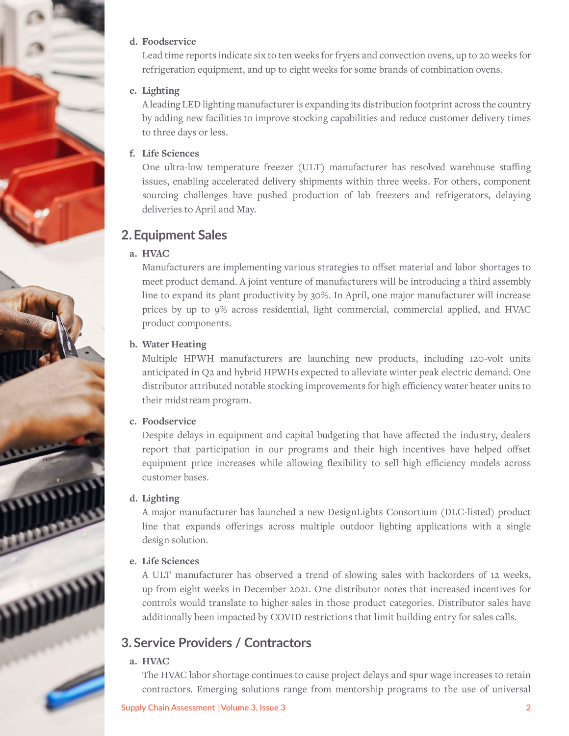**d. Foodservice**

Lead time reports indicate six to ten weeks for fryers and convection ovens, up to 20 weeks for refrigeration equipment, and up to eight weeks for some brands of combination ovens.

**e. Lighting**

A leading LED lighting manufacturer is expanding its distribution footprint across the country by adding new facilities to improve stocking capabilities and reduce customer delivery times to three days or less.

**f. Life Sciences**

One ultra-low temperature freezer (ULT) manufacturer has resolved warehouse staffing issues, enabling accelerated delivery shipments within three weeks. For others, component sourcing challenges have pushed production of lab freezers and refrigerators, delaying deliveries to April and May.

## 2. Equipment Sales

**a. HVAC**

Manufacturers are implementing various strategies to offset material and labor shortages to meet product demand. A joint venture of manufacturers will be introducing a third assembly line to expand its plant productivity by 30%. In April, one major manufacturer will increase prices by up to 9% across residential, light commercial, commercial applied, and HVAC product components.

**b. Water Heating**

Multiple HPWH manufacturers are launching new products, including 120-volt units anticipated in Q2 and hybrid HPWHs expected to alleviate winter peak electric demand. One distributor attributed notable stocking improvements for high efficiency water heater units to their midstream program.

**c. Foodservice**

Despite delays in equipment and capital budgeting that have affected the industry, dealers report that participation in our programs and their high incentives have helped offset equipment price increases while allowing flexibility to sell high efficiency models across customer bases.

**d. Lighting**

A major manufacturer has launched a new DesignLights Consortium (DLC-listed) product line that expands offerings across multiple outdoor lighting applications with a single design solution.

**e. Life Sciences**

A ULT manufacturer has observed a trend of slowing sales with backorders of 12 weeks, up from eight weeks in December 2021. One distributor notes that increased incentives for controls would translate to higher sales in those product categories. Distributor sales have additionally been impacted by COVID restrictions that limit building entry for sales calls.

## 3. Service Providers / Contractors

**a. HVAC**

The HVAC labor shortage continues to cause project delays and spur wage increases to retain contractors. Emerging solutions range from mentorship programs to the use of universal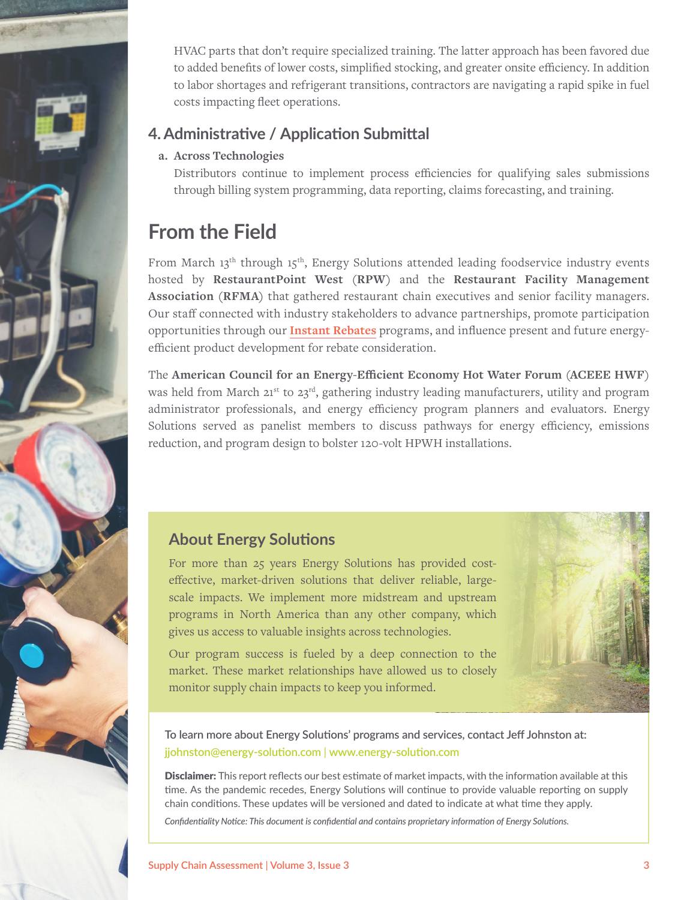HVAC parts that don't require specialized training. The latter approach has been favored due to added benefits of lower costs, simplified stocking, and greater onsite efficiency. In addition to labor shortages and refrigerant transitions, contractors are navigating a rapid spike in fuel costs impacting fleet operations.

### 4. Administrative / Application Submittal

**a. Across Technologies**

Distributors continue to implement process efficiencies for qualifying sales submissions through billing system programming, data reporting, claims forecasting, and training.

## From the Field

From March 13th through 15th, Energy Solutions attended leading foodservice industry events hosted by **RestaurantPoint West** (**RPW**) and the **Restaurant Facility Management Association** (**RFMA**) that gathered restaurant chain executives and senior facility managers. Our staff connected with industry stakeholders to advance partnerships, promote participation opportunities through our **Instant Rebates** programs, and influence present and future energy-efficient product development for rebate consideration.

The **American Council for an Energy-Efficient Economy Hot Water Forum** (**ACEEE HWF**) was held from March 21st to 23rd, gathering industry leading manufacturers, utility and program administrator professionals, and energy efficiency program planners and evaluators. Energy Solutions served as panelist members to discuss pathways for energy efficiency, emissions reduction, and program design to bolster 120-volt HPWH installations.

### About Energy Solutions

For more than 25 years Energy Solutions has provided cost-effective, market-driven solutions that deliver reliable, large-scale impacts. We implement more midstream and upstream programs in North America than any other company, which gives us access to valuable insights across technologies.

Our program success is fueled by a deep connection to the market. These market relationships have allowed us to closely monitor supply chain impacts to keep you informed.

To learn more about Energy Solutions' programs and services, contact Jeff Johnston at:
jjohnston@energy-solution.com | www.energy-solution.com

**Disclaimer:** This report reflects our best estimate of market impacts, with the information available at this time. As the pandemic recedes, Energy Solutions will continue to provide valuable reporting on supply chain conditions. These updates will be versioned and dated to indicate at what time they apply.

*Confidentiality Notice: This document is confidential and contains proprietary information of Energy Solutions.*